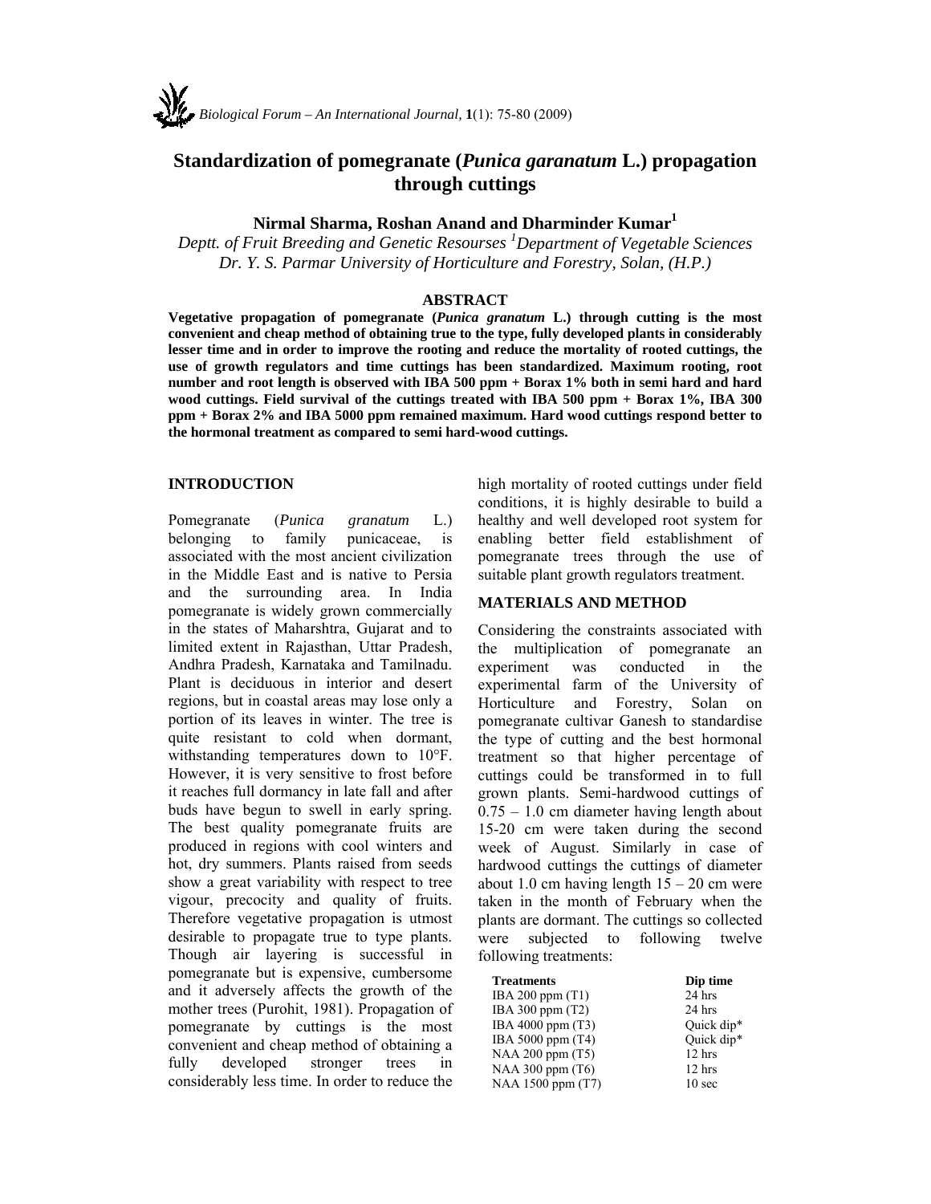# Standardization of pomegranate (*Punica garanatum* L.) propagation through cuttings

**Nirmal Sharma, Roshan Anand and Dharminder Kumar[1]**

*Deptt. of Fruit Breeding and Genetic Resourses [1]Department of Vegetable Sciences*
*Dr. Y. S. Parmar University of Horticulture and Forestry, Solan, (H.P.)*

## ABSTRACT

**Vegetative propagation of pomegranate (*Punica granatum* L.) through cutting is the most convenient and cheap method of obtaining true to the type, fully developed plants in considerably lesser time and in order to improve the rooting and reduce the mortality of rooted cuttings, the use of growth regulators and time cuttings has been standardized. Maximum rooting, root number and root length is observed with IBA 500 ppm + Borax 1% both in semi hard and hard wood cuttings. Field survival of the cuttings treated with IBA 500 ppm + Borax 1%, IBA 300 ppm + Borax 2% and IBA 5000 ppm remained maximum. Hard wood cuttings respond better to the hormonal treatment as compared to semi hard-wood cuttings.**

## INTRODUCTION

Pomegranate (*Punica granatum* L.) belonging to family punicaceae, is associated with the most ancient civilization in the Middle East and is native to Persia and the surrounding area. In India pomegranate is widely grown commercially in the states of Maharshtra, Gujarat and to limited extent in Rajasthan, Uttar Pradesh, Andhra Pradesh, Karnataka and Tamilnadu. Plant is deciduous in interior and desert regions, but in coastal areas may lose only a portion of its leaves in winter. The tree is quite resistant to cold when dormant, withstanding temperatures down to 10°F. However, it is very sensitive to frost before it reaches full dormancy in late fall and after buds have begun to swell in early spring. The best quality pomegranate fruits are produced in regions with cool winters and hot, dry summers. Plants raised from seeds show a great variability with respect to tree vigour, precocity and quality of fruits. Therefore vegetative propagation is utmost desirable to propagate true to type plants. Though air layering is successful in pomegranate but is expensive, cumbersome and it adversely affects the growth of the mother trees (Purohit, 1981). Propagation of pomegranate by cuttings is the most convenient and cheap method of obtaining a fully developed stronger trees in considerably less time. In order to reduce the high mortality of rooted cuttings under field conditions, it is highly desirable to build a healthy and well developed root system for enabling better field establishment of pomegranate trees through the use of suitable plant growth regulators treatment.

## MATERIALS AND METHOD

Considering the constraints associated with the multiplication of pomegranate an experiment was conducted in the experimental farm of the University of Horticulture and Forestry, Solan on pomegranate cultivar Ganesh to standardise the type of cutting and the best hormonal treatment so that higher percentage of cuttings could be transformed in to full grown plants. Semi-hardwood cuttings of 0.75 – 1.0 cm diameter having length about 15-20 cm were taken during the second week of August. Similarly in case of hardwood cuttings the cuttings of diameter about 1.0 cm having length 15 – 20 cm were taken in the month of February when the plants are dormant. The cuttings so collected were subjected to following twelve following treatments:

| Treatments | Dip time |
|---|---|
| IBA 200 ppm (T1) | 24 hrs |
| IBA 300 ppm (T2) | 24 hrs |
| IBA 4000 ppm (T3) | Quick dip* |
| IBA 5000 ppm (T4) | Quick dip* |
| NAA 200 ppm (T5) | 12 hrs |
| NAA 300 ppm (T6) | 12 hrs |
| NAA 1500 ppm (T7) | 10 sec |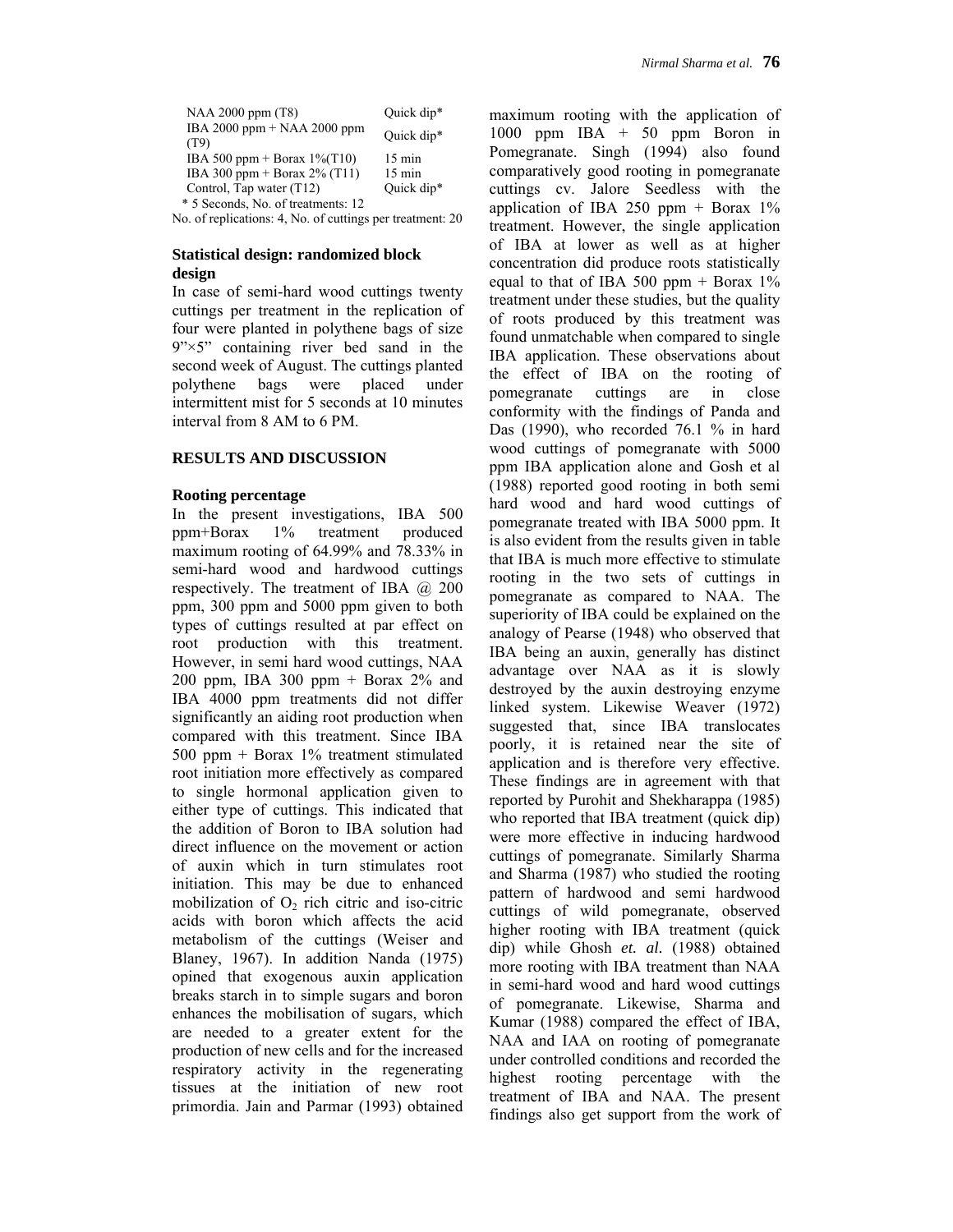| | |
|---|---|
| NAA 2000 ppm (T8) | Quick dip* |
| IBA 2000 ppm + NAA 2000 ppm (T9) | Quick dip* |
| IBA 500 ppm + Borax 1%(T10) | 15 min |
| IBA 300 ppm + Borax 2% (T11) | 15 min |
| Control, Tap water (T12) | Quick dip* |

\* 5 Seconds, No. of treatments: 12

No. of replications: 4, No. of cuttings per treatment: 20

**Statistical design: randomized block design**

In case of semi-hard wood cuttings twenty cuttings per treatment in the replication of four were planted in polythene bags of size 9"×5" containing river bed sand in the second week of August. The cuttings planted polythene bags were placed under intermittent mist for 5 seconds at 10 minutes interval from 8 AM to 6 PM.

## RESULTS AND DISCUSSION

### Rooting percentage

In the present investigations, IBA 500 ppm+Borax 1% treatment produced maximum rooting of 64.99% and 78.33% in semi-hard wood and hardwood cuttings respectively. The treatment of IBA @ 200 ppm, 300 ppm and 5000 ppm given to both types of cuttings resulted at par effect on root production with this treatment. However, in semi hard wood cuttings, NAA 200 ppm, IBA 300 ppm + Borax 2% and IBA 4000 ppm treatments did not differ significantly an aiding root production when compared with this treatment. Since IBA 500 ppm + Borax 1% treatment stimulated root initiation more effectively as compared to single hormonal application given to either type of cuttings. This indicated that the addition of Boron to IBA solution had direct influence on the movement or action of auxin which in turn stimulates root initiation. This may be due to enhanced mobilization of $O_2$ rich citric and iso-citric acids with boron which affects the acid metabolism of the cuttings (Weiser and Blaney, 1967). In addition Nanda (1975) opined that exogenous auxin application breaks starch in to simple sugars and boron enhances the mobilisation of sugars, which are needed to a greater extent for the production of new cells and for the increased respiratory activity in the regenerating tissues at the initiation of new root primordia. Jain and Parmar (1993) obtained maximum rooting with the application of 1000 ppm IBA + 50 ppm Boron in Pomegranate. Singh (1994) also found comparatively good rooting in pomegranate cuttings cv. Jalore Seedless with the application of IBA 250 ppm + Borax 1% treatment. However, the single application of IBA at lower as well as at higher concentration did produce roots statistically equal to that of IBA 500 ppm + Borax 1% treatment under these studies, but the quality of roots produced by this treatment was found unmatchable when compared to single IBA application. These observations about the effect of IBA on the rooting of pomegranate cuttings are in close conformity with the findings of Panda and Das (1990), who recorded 76.1 % in hard wood cuttings of pomegranate with 5000 ppm IBA application alone and Gosh et al (1988) reported good rooting in both semi hard wood and hard wood cuttings of pomegranate treated with IBA 5000 ppm. It is also evident from the results given in table that IBA is much more effective to stimulate rooting in the two sets of cuttings in pomegranate as compared to NAA. The superiority of IBA could be explained on the analogy of Pearse (1948) who observed that IBA being an auxin, generally has distinct advantage over NAA as it is slowly destroyed by the auxin destroying enzyme linked system. Likewise Weaver (1972) suggested that, since IBA translocates poorly, it is retained near the site of application and is therefore very effective. These findings are in agreement with that reported by Purohit and Shekharappa (1985) who reported that IBA treatment (quick dip) were more effective in inducing hardwood cuttings of pomegranate. Similarly Sharma and Sharma (1987) who studied the rooting pattern of hardwood and semi hardwood cuttings of wild pomegranate, observed higher rooting with IBA treatment (quick dip) while Ghosh *et. al.* (1988) obtained more rooting with IBA treatment than NAA in semi-hard wood and hard wood cuttings of pomegranate. Likewise, Sharma and Kumar (1988) compared the effect of IBA, NAA and IAA on rooting of pomegranate under controlled conditions and recorded the highest rooting percentage with the treatment of IBA and NAA. The present findings also get support from the work of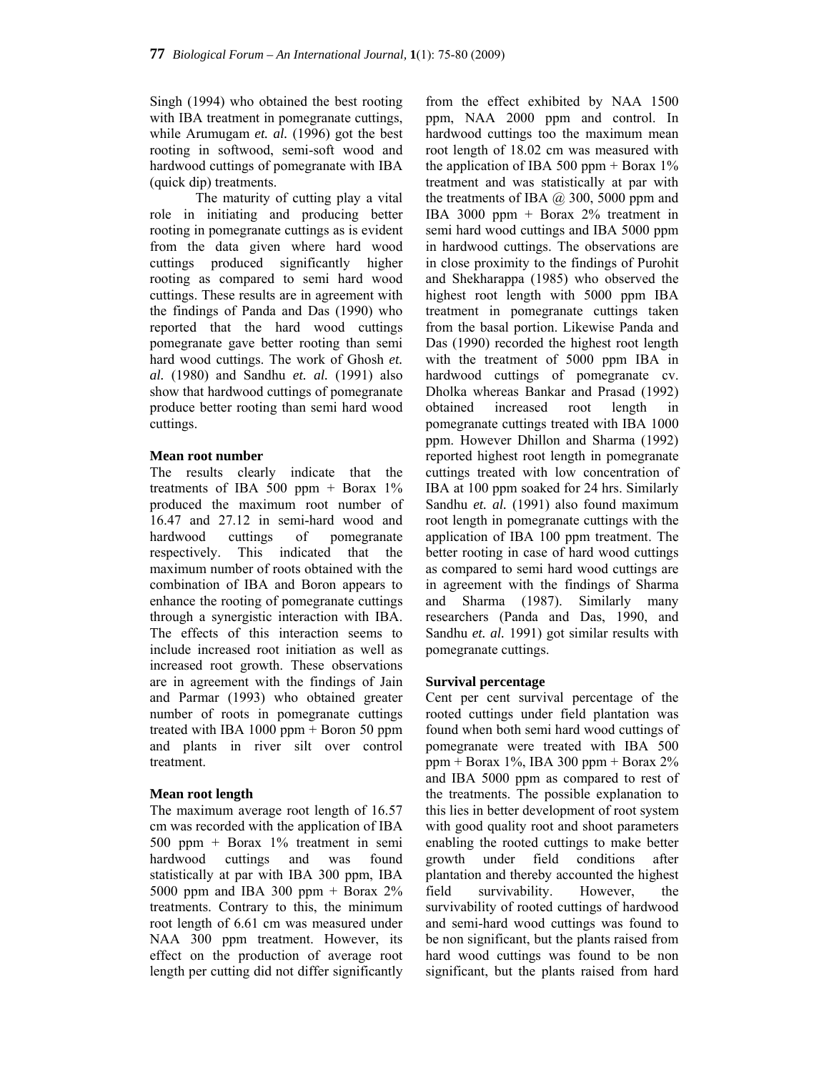Singh (1994) who obtained the best rooting with IBA treatment in pomegranate cuttings, while Arumugam *et. al.* (1996) got the best rooting in softwood, semi-soft wood and hardwood cuttings of pomegranate with IBA (quick dip) treatments.

The maturity of cutting play a vital role in initiating and producing better rooting in pomegranate cuttings as is evident from the data given where hard wood cuttings produced significantly higher rooting as compared to semi hard wood cuttings. These results are in agreement with the findings of Panda and Das (1990) who reported that the hard wood cuttings pomegranate gave better rooting than semi hard wood cuttings. The work of Ghosh *et. al.* (1980) and Sandhu *et. al.* (1991) also show that hardwood cuttings of pomegranate produce better rooting than semi hard wood cuttings.

### Mean root number

The results clearly indicate that the treatments of IBA 500 ppm + Borax 1% produced the maximum root number of 16.47 and 27.12 in semi-hard wood and hardwood cuttings of pomegranate respectively. This indicated that the maximum number of roots obtained with the combination of IBA and Boron appears to enhance the rooting of pomegranate cuttings through a synergistic interaction with IBA. The effects of this interaction seems to include increased root initiation as well as increased root growth. These observations are in agreement with the findings of Jain and Parmar (1993) who obtained greater number of roots in pomegranate cuttings treated with IBA 1000 ppm + Boron 50 ppm and plants in river silt over control treatment.

### Mean root length

The maximum average root length of 16.57 cm was recorded with the application of IBA 500 ppm + Borax 1% treatment in semi hardwood cuttings and was found statistically at par with IBA 300 ppm, IBA 5000 ppm and IBA 300 ppm + Borax 2% treatments. Contrary to this, the minimum root length of 6.61 cm was measured under NAA 300 ppm treatment. However, its effect on the production of average root length per cutting did not differ significantly from the effect exhibited by NAA 1500 ppm, NAA 2000 ppm and control. In hardwood cuttings too the maximum mean root length of 18.02 cm was measured with the application of IBA 500 ppm + Borax 1% treatment and was statistically at par with the treatments of IBA @ 300, 5000 ppm and IBA 3000 ppm + Borax 2% treatment in semi hard wood cuttings and IBA 5000 ppm in hardwood cuttings. The observations are in close proximity to the findings of Purohit and Shekharappa (1985) who observed the highest root length with 5000 ppm IBA treatment in pomegranate cuttings taken from the basal portion. Likewise Panda and Das (1990) recorded the highest root length with the treatment of 5000 ppm IBA in hardwood cuttings of pomegranate cv. Dholka whereas Bankar and Prasad (1992) obtained increased root length in pomegranate cuttings treated with IBA 1000 ppm. However Dhillon and Sharma (1992) reported highest root length in pomegranate cuttings treated with low concentration of IBA at 100 ppm soaked for 24 hrs. Similarly Sandhu *et. al.* (1991) also found maximum root length in pomegranate cuttings with the application of IBA 100 ppm treatment. The better rooting in case of hard wood cuttings as compared to semi hard wood cuttings are in agreement with the findings of Sharma and Sharma (1987). Similarly many researchers (Panda and Das, 1990, and Sandhu *et. al.* 1991) got similar results with pomegranate cuttings.

### Survival percentage

Cent per cent survival percentage of the rooted cuttings under field plantation was found when both semi hard wood cuttings of pomegranate were treated with IBA 500 ppm + Borax 1%, IBA 300 ppm + Borax 2% and IBA 5000 ppm as compared to rest of the treatments. The possible explanation to this lies in better development of root system with good quality root and shoot parameters enabling the rooted cuttings to make better growth under field conditions after plantation and thereby accounted the highest field survivability. However, the survivability of rooted cuttings of hardwood and semi-hard wood cuttings was found to be non significant, but the plants raised from hard wood cuttings was found to be non significant, but the plants raised from hard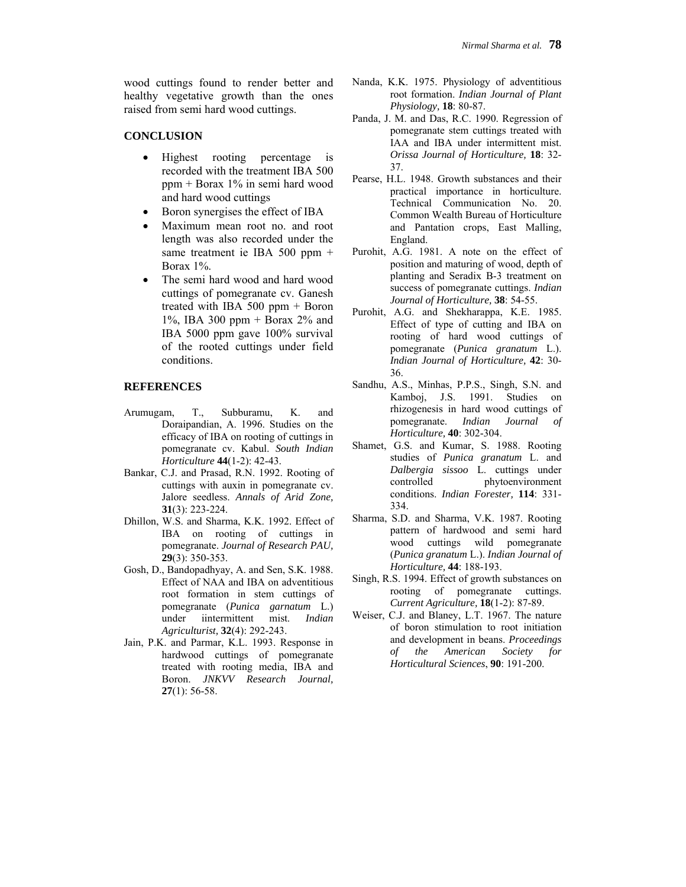wood cuttings found to render better and healthy vegetative growth than the ones raised from semi hard wood cuttings.

## CONCLUSION

- Highest rooting percentage is recorded with the treatment IBA 500 ppm + Borax 1% in semi hard wood and hard wood cuttings
- Boron synergises the effect of IBA
- Maximum mean root no. and root length was also recorded under the same treatment ie IBA 500 ppm + Borax 1%.
- The semi hard wood and hard wood cuttings of pomegranate cv. Ganesh treated with IBA 500 ppm + Boron 1%, IBA 300 ppm + Borax 2% and IBA 5000 ppm gave 100% survival of the rooted cuttings under field conditions.

## REFERENCES

Arumugam, T., Subburamu, K. and Doraipandian, A. 1996. Studies on the efficacy of IBA on rooting of cuttings in pomegranate cv. Kabul. *South Indian Horticulture* **44**(1-2): 42-43.

Bankar, C.J. and Prasad, R.N. 1992. Rooting of cuttings with auxin in pomegranate cv. Jalore seedless. *Annals of Arid Zone,* **31**(3): 223-224.

Dhillon, W.S. and Sharma, K.K. 1992. Effect of IBA on rooting of cuttings in pomegranate. *Journal of Research PAU,* **29**(3): 350-353.

Gosh, D., Bandopadhyay, A. and Sen, S.K. 1988. Effect of NAA and IBA on adventitious root formation in stem cuttings of pomegranate (*Punica garnatum* L.) under iintermittent mist. *Indian Agriculturist,* **32**(4): 292-243.

Jain, P.K. and Parmar, K.L. 1993. Response in hardwood cuttings of pomegranate treated with rooting media, IBA and Boron. *JNKVV Research Journal,* **27**(1): 56-58.

Nanda, K.K. 1975. Physiology of adventitious root formation. *Indian Journal of Plant Physiology,* **18**: 80-87.

Panda, J. M. and Das, R.C. 1990. Regression of pomegranate stem cuttings treated with IAA and IBA under intermittent mist. *Orissa Journal of Horticulture,* **18**: 32-37.

Pearse, H.L. 1948. Growth substances and their practical importance in horticulture. Technical Communication No. 20. Common Wealth Bureau of Horticulture and Pantation crops, East Malling, England.

Purohit, A.G. 1981. A note on the effect of position and maturing of wood, depth of planting and Seradix B-3 treatment on success of pomegranate cuttings. *Indian Journal of Horticulture,* **38**: 54-55.

Purohit, A.G. and Shekharappa, K.E. 1985. Effect of type of cutting and IBA on rooting of hard wood cuttings of pomegranate (*Punica granatum* L.). *Indian Journal of Horticulture,* **42**: 30-36.

Sandhu, A.S., Minhas, P.P.S., Singh, S.N. and Kamboj, J.S. 1991. Studies on rhizogenesis in hard wood cuttings of pomegranate. *Indian Journal of Horticulture,* **40**: 302-304.

Shamet, G.S. and Kumar, S. 1988. Rooting studies of *Punica granatum* L. and *Dalbergia sissoo* L. cuttings under controlled phytoenvironment conditions. *Indian Forester,* **114**: 331-334.

Sharma, S.D. and Sharma, V.K. 1987. Rooting pattern of hardwood and semi hard wood cuttings wild pomegranate (*Punica granatum* L.). *Indian Journal of Horticulture,* **44**: 188-193.

Singh, R.S. 1994. Effect of growth substances on rooting of pomegranate cuttings. *Current Agriculture,* **18**(1-2): 87-89.

Weiser, C.J. and Blaney, L.T. 1967. The nature of boron stimulation to root initiation and development in beans. *Proceedings of the American Society for Horticultural Sciences*, **90**: 191-200.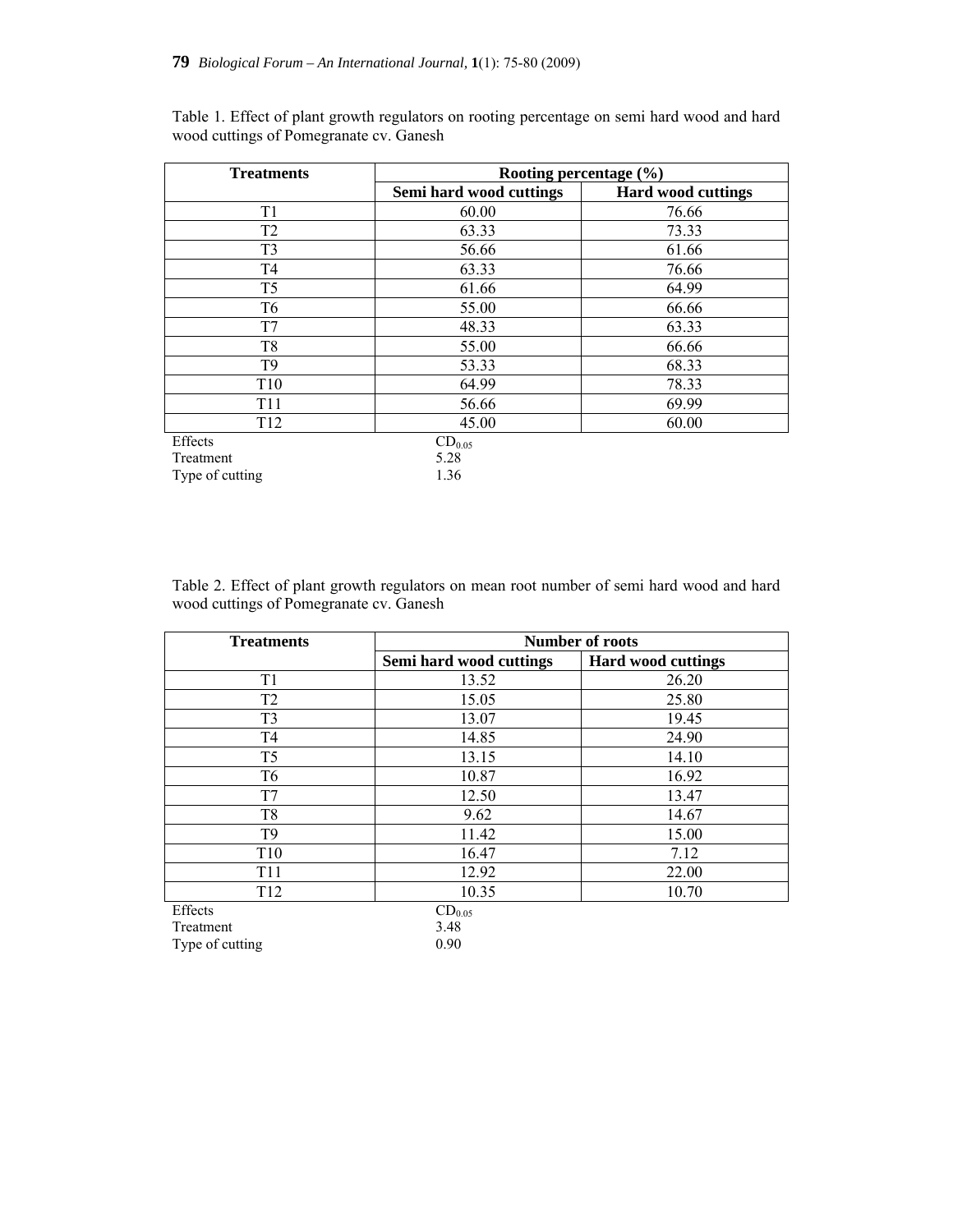Table 1. Effect of plant growth regulators on rooting percentage on semi hard wood and hard wood cuttings of Pomegranate cv. Ganesh

| Treatments | Rooting percentage (%) | |
|---|---|---|
| | Semi hard wood cuttings | Hard wood cuttings |
| T1 | 60.00 | 76.66 |
| T2 | 63.33 | 73.33 |
| T3 | 56.66 | 61.66 |
| T4 | 63.33 | 76.66 |
| T5 | 61.66 | 64.99 |
| T6 | 55.00 | 66.66 |
| T7 | 48.33 | 63.33 |
| T8 | 55.00 | 66.66 |
| T9 | 53.33 | 68.33 |
| T10 | 64.99 | 78.33 |
| T11 | 56.66 | 69.99 |
| T12 | 45.00 | 60.00 |

| Effects | $CD_{0.05}$ |
|---|---|
| Treatment | 5.28 |
| Type of cutting | 1.36 |

Table 2. Effect of plant growth regulators on mean root number of semi hard wood and hard wood cuttings of Pomegranate cv. Ganesh

| Treatments | Number of roots | |
|---|---|---|
| | Semi hard wood cuttings | Hard wood cuttings |
| T1 | 13.52 | 26.20 |
| T2 | 15.05 | 25.80 |
| T3 | 13.07 | 19.45 |
| T4 | 14.85 | 24.90 |
| T5 | 13.15 | 14.10 |
| T6 | 10.87 | 16.92 |
| T7 | 12.50 | 13.47 |
| T8 | 9.62 | 14.67 |
| T9 | 11.42 | 15.00 |
| T10 | 16.47 | 7.12 |
| T11 | 12.92 | 22.00 |
| T12 | 10.35 | 10.70 |

| Effects | $CD_{0.05}$ |
|---|---|
| Treatment | 3.48 |
| Type of cutting | 0.90 |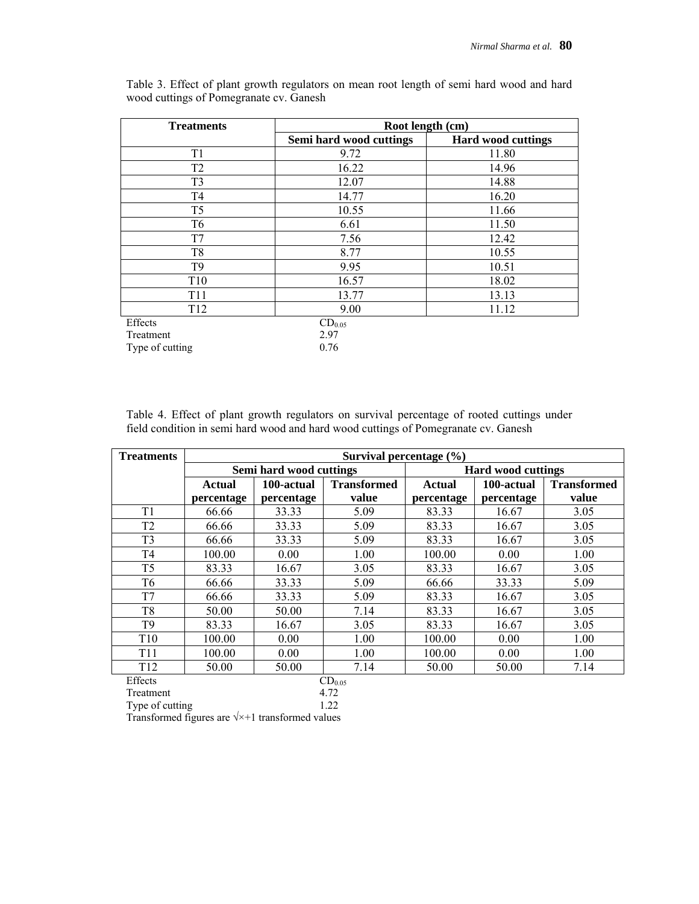Table 3. Effect of plant growth regulators on mean root length of semi hard wood and hard wood cuttings of Pomegranate cv. Ganesh

| Treatments | Root length (cm) | |
|---|---|---|
| | Semi hard wood cuttings | Hard wood cuttings |
| T1 | 9.72 | 11.80 |
| T2 | 16.22 | 14.96 |
| T3 | 12.07 | 14.88 |
| T4 | 14.77 | 16.20 |
| T5 | 10.55 | 11.66 |
| T6 | 6.61 | 11.50 |
| T7 | 7.56 | 12.42 |
| T8 | 8.77 | 10.55 |
| T9 | 9.95 | 10.51 |
| T10 | 16.57 | 18.02 |
| T11 | 13.77 | 13.13 |
| T12 | 9.00 | 11.12 |

| Effects | $CD_{0.05}$ |
|---|---|
| Treatment | 2.97 |
| Type of cutting | 0.76 |

Table 4. Effect of plant growth regulators on survival percentage of rooted cuttings under field condition in semi hard wood and hard wood cuttings of Pomegranate cv. Ganesh

| Treatments | Survival percentage (%) | | | | | |
|---|---|---|---|---|---|---|
| | Semi hard wood cuttings | | | Hard wood cuttings | | |
| | Actual percentage | 100-actual percentage | Transformed value | Actual percentage | 100-actual percentage | Transformed value |
| T1 | 66.66 | 33.33 | 5.09 | 83.33 | 16.67 | 3.05 |
| T2 | 66.66 | 33.33 | 5.09 | 83.33 | 16.67 | 3.05 |
| T3 | 66.66 | 33.33 | 5.09 | 83.33 | 16.67 | 3.05 |
| T4 | 100.00 | 0.00 | 1.00 | 100.00 | 0.00 | 1.00 |
| T5 | 83.33 | 16.67 | 3.05 | 83.33 | 16.67 | 3.05 |
| T6 | 66.66 | 33.33 | 5.09 | 66.66 | 33.33 | 5.09 |
| T7 | 66.66 | 33.33 | 5.09 | 83.33 | 16.67 | 3.05 |
| T8 | 50.00 | 50.00 | 7.14 | 83.33 | 16.67 | 3.05 |
| T9 | 83.33 | 16.67 | 3.05 | 83.33 | 16.67 | 3.05 |
| T10 | 100.00 | 0.00 | 1.00 | 100.00 | 0.00 | 1.00 |
| T11 | 100.00 | 0.00 | 1.00 | 100.00 | 0.00 | 1.00 |
| T12 | 50.00 | 50.00 | 7.14 | 50.00 | 50.00 | 7.14 |

| Effects | $CD_{0.05}$ |
|---|---|
| Treatment | 4.72 |
| Type of cutting | 1.22 |

Transformed figures are $\sqrt{x+1}$ transformed values